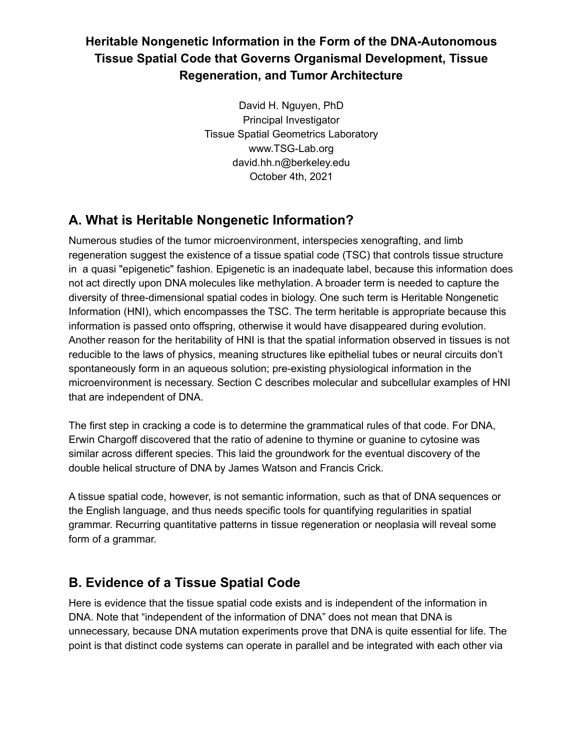# Heritable Nongenetic Information in the Form of the DNA-Autonomous Tissue Spatial Code that Governs Organismal Development, Tissue Regeneration, and Tumor Architecture

David H. Nguyen, PhD
Principal Investigator
Tissue Spatial Geometrics Laboratory
www.TSG-Lab.org
david.hh.n@berkeley.edu
October 4th, 2021

## A. What is Heritable Nongenetic Information?

Numerous studies of the tumor microenvironment, interspecies xenografting, and limb regeneration suggest the existence of a tissue spatial code (TSC) that controls tissue structure in a quasi "epigenetic" fashion. Epigenetic is an inadequate label, because this information does not act directly upon DNA molecules like methylation. A broader term is needed to capture the diversity of three-dimensional spatial codes in biology. One such term is Heritable Nongenetic Information (HNI), which encompasses the TSC. The term heritable is appropriate because this information is passed onto offspring, otherwise it would have disappeared during evolution. Another reason for the heritability of HNI is that the spatial information observed in tissues is not reducible to the laws of physics, meaning structures like epithelial tubes or neural circuits don't spontaneously form in an aqueous solution; pre-existing physiological information in the microenvironment is necessary. Section C describes molecular and subcellular examples of HNI that are independent of DNA.

The first step in cracking a code is to determine the grammatical rules of that code. For DNA, Erwin Chargoff discovered that the ratio of adenine to thymine or guanine to cytosine was similar across different species. This laid the groundwork for the eventual discovery of the double helical structure of DNA by James Watson and Francis Crick.

A tissue spatial code, however, is not semantic information, such as that of DNA sequences or the English language, and thus needs specific tools for quantifying regularities in spatial grammar. Recurring quantitative patterns in tissue regeneration or neoplasia will reveal some form of a grammar.

## B. Evidence of a Tissue Spatial Code

Here is evidence that the tissue spatial code exists and is independent of the information in DNA. Note that "independent of the information of DNA" does not mean that DNA is unnecessary, because DNA mutation experiments prove that DNA is quite essential for life. The point is that distinct code systems can operate in parallel and be integrated with each other via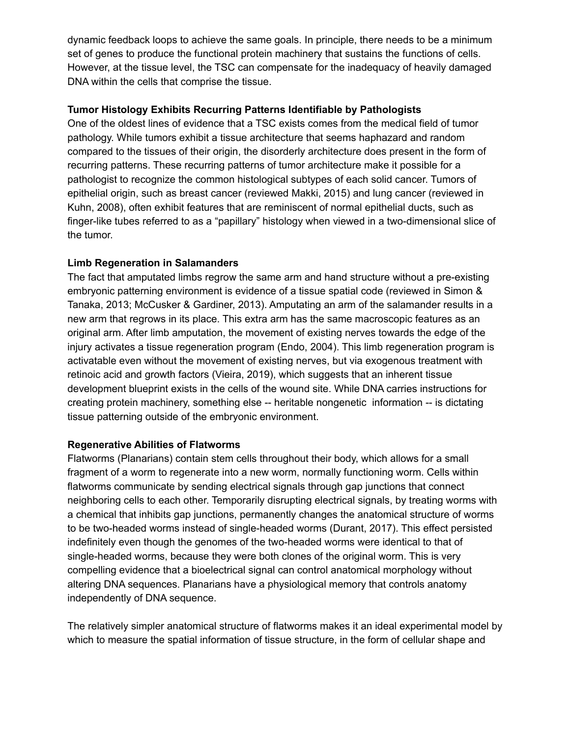dynamic feedback loops to achieve the same goals. In principle, there needs to be a minimum set of genes to produce the functional protein machinery that sustains the functions of cells. However, at the tissue level, the TSC can compensate for the inadequacy of heavily damaged DNA within the cells that comprise the tissue.

**Tumor Histology Exhibits Recurring Patterns Identifiable by Pathologists**

One of the oldest lines of evidence that a TSC exists comes from the medical field of tumor pathology. While tumors exhibit a tissue architecture that seems haphazard and random compared to the tissues of their origin, the disorderly architecture does present in the form of recurring patterns. These recurring patterns of tumor architecture make it possible for a pathologist to recognize the common histological subtypes of each solid cancer. Tumors of epithelial origin, such as breast cancer (reviewed Makki, 2015) and lung cancer (reviewed in Kuhn, 2008), often exhibit features that are reminiscent of normal epithelial ducts, such as finger-like tubes referred to as a "papillary" histology when viewed in a two-dimensional slice of the tumor.

**Limb Regeneration in Salamanders**

The fact that amputated limbs regrow the same arm and hand structure without a pre-existing embryonic patterning environment is evidence of a tissue spatial code (reviewed in Simon & Tanaka, 2013; McCusker & Gardiner, 2013). Amputating an arm of the salamander results in a new arm that regrows in its place. This extra arm has the same macroscopic features as an original arm. After limb amputation, the movement of existing nerves towards the edge of the injury activates a tissue regeneration program (Endo, 2004). This limb regeneration program is activatable even without the movement of existing nerves, but via exogenous treatment with retinoic acid and growth factors (Vieira, 2019), which suggests that an inherent tissue development blueprint exists in the cells of the wound site. While DNA carries instructions for creating protein machinery, something else -- heritable nongenetic information -- is dictating tissue patterning outside of the embryonic environment.

**Regenerative Abilities of Flatworms**

Flatworms (Planarians) contain stem cells throughout their body, which allows for a small fragment of a worm to regenerate into a new worm, normally functioning worm. Cells within flatworms communicate by sending electrical signals through gap junctions that connect neighboring cells to each other. Temporarily disrupting electrical signals, by treating worms with a chemical that inhibits gap junctions, permanently changes the anatomical structure of worms to be two-headed worms instead of single-headed worms (Durant, 2017). This effect persisted indefinitely even though the genomes of the two-headed worms were identical to that of single-headed worms, because they were both clones of the original worm. This is very compelling evidence that a bioelectrical signal can control anatomical morphology without altering DNA sequences. Planarians have a physiological memory that controls anatomy independently of DNA sequence.

The relatively simpler anatomical structure of flatworms makes it an ideal experimental model by which to measure the spatial information of tissue structure, in the form of cellular shape and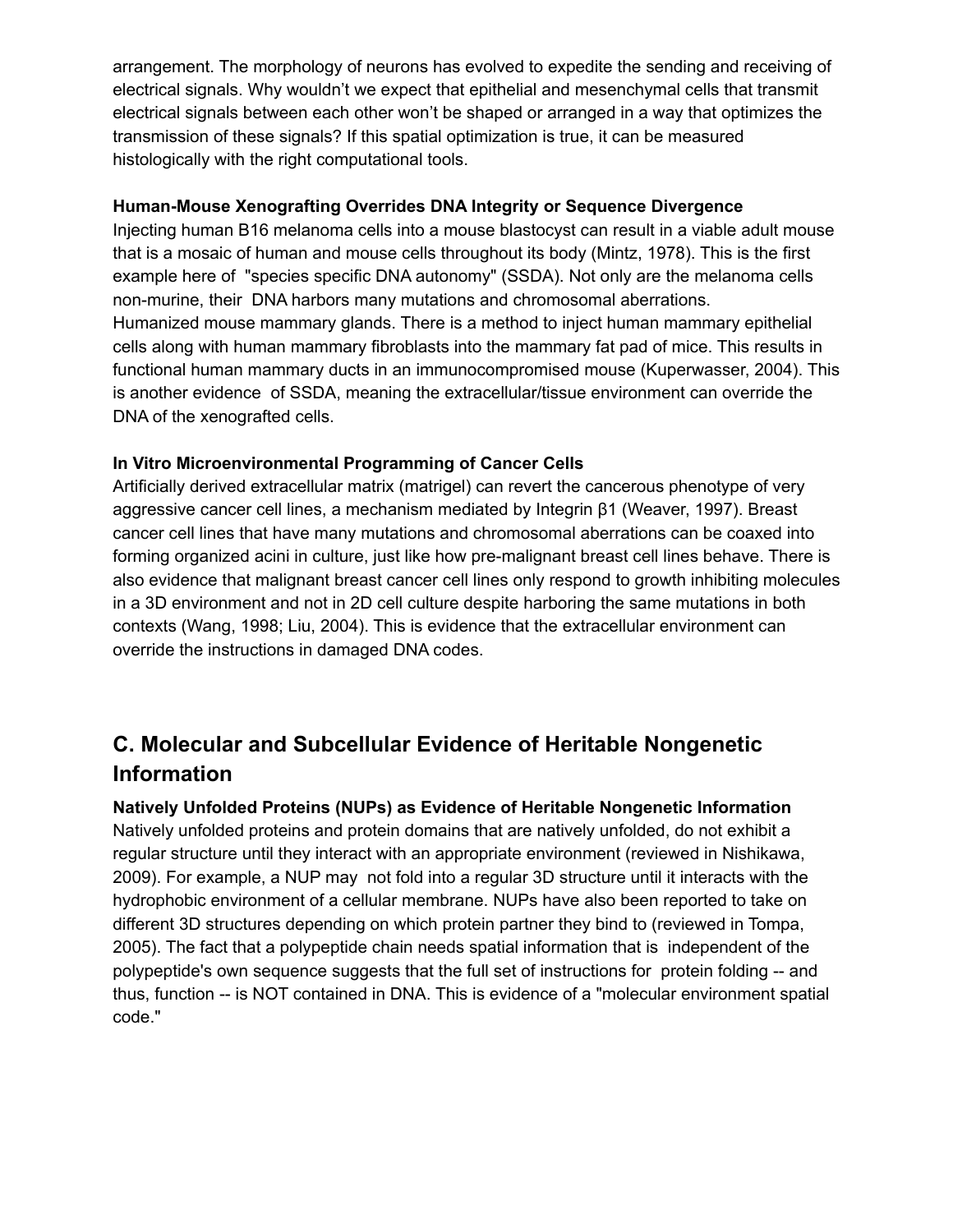arrangement. The morphology of neurons has evolved to expedite the sending and receiving of electrical signals. Why wouldn't we expect that epithelial and mesenchymal cells that transmit electrical signals between each other won't be shaped or arranged in a way that optimizes the transmission of these signals? If this spatial optimization is true, it can be measured histologically with the right computational tools.

**Human-Mouse Xenografting Overrides DNA Integrity or Sequence Divergence**

Injecting human B16 melanoma cells into a mouse blastocyst can result in a viable adult mouse that is a mosaic of human and mouse cells throughout its body (Mintz, 1978). This is the first example here of "species specific DNA autonomy" (SSDA). Not only are the melanoma cells non-murine, their DNA harbors many mutations and chromosomal aberrations.

Humanized mouse mammary glands. There is a method to inject human mammary epithelial cells along with human mammary fibroblasts into the mammary fat pad of mice. This results in functional human mammary ducts in an immunocompromised mouse (Kuperwasser, 2004). This is another evidence of SSDA, meaning the extracellular/tissue environment can override the DNA of the xenografted cells.

**In Vitro Microenvironmental Programming of Cancer Cells**

Artificially derived extracellular matrix (matrigel) can revert the cancerous phenotype of very aggressive cancer cell lines, a mechanism mediated by Integrin β1 (Weaver, 1997). Breast cancer cell lines that have many mutations and chromosomal aberrations can be coaxed into forming organized acini in culture, just like how pre-malignant breast cell lines behave. There is also evidence that malignant breast cancer cell lines only respond to growth inhibiting molecules in a 3D environment and not in 2D cell culture despite harboring the same mutations in both contexts (Wang, 1998; Liu, 2004). This is evidence that the extracellular environment can override the instructions in damaged DNA codes.

## C. Molecular and Subcellular Evidence of Heritable Nongenetic Information

**Natively Unfolded Proteins (NUPs) as Evidence of Heritable Nongenetic Information**

Natively unfolded proteins and protein domains that are natively unfolded, do not exhibit a regular structure until they interact with an appropriate environment (reviewed in Nishikawa, 2009). For example, a NUP may not fold into a regular 3D structure until it interacts with the hydrophobic environment of a cellular membrane. NUPs have also been reported to take on different 3D structures depending on which protein partner they bind to (reviewed in Tompa, 2005). The fact that a polypeptide chain needs spatial information that is independent of the polypeptide's own sequence suggests that the full set of instructions for protein folding -- and thus, function -- is NOT contained in DNA. This is evidence of a "molecular environment spatial code."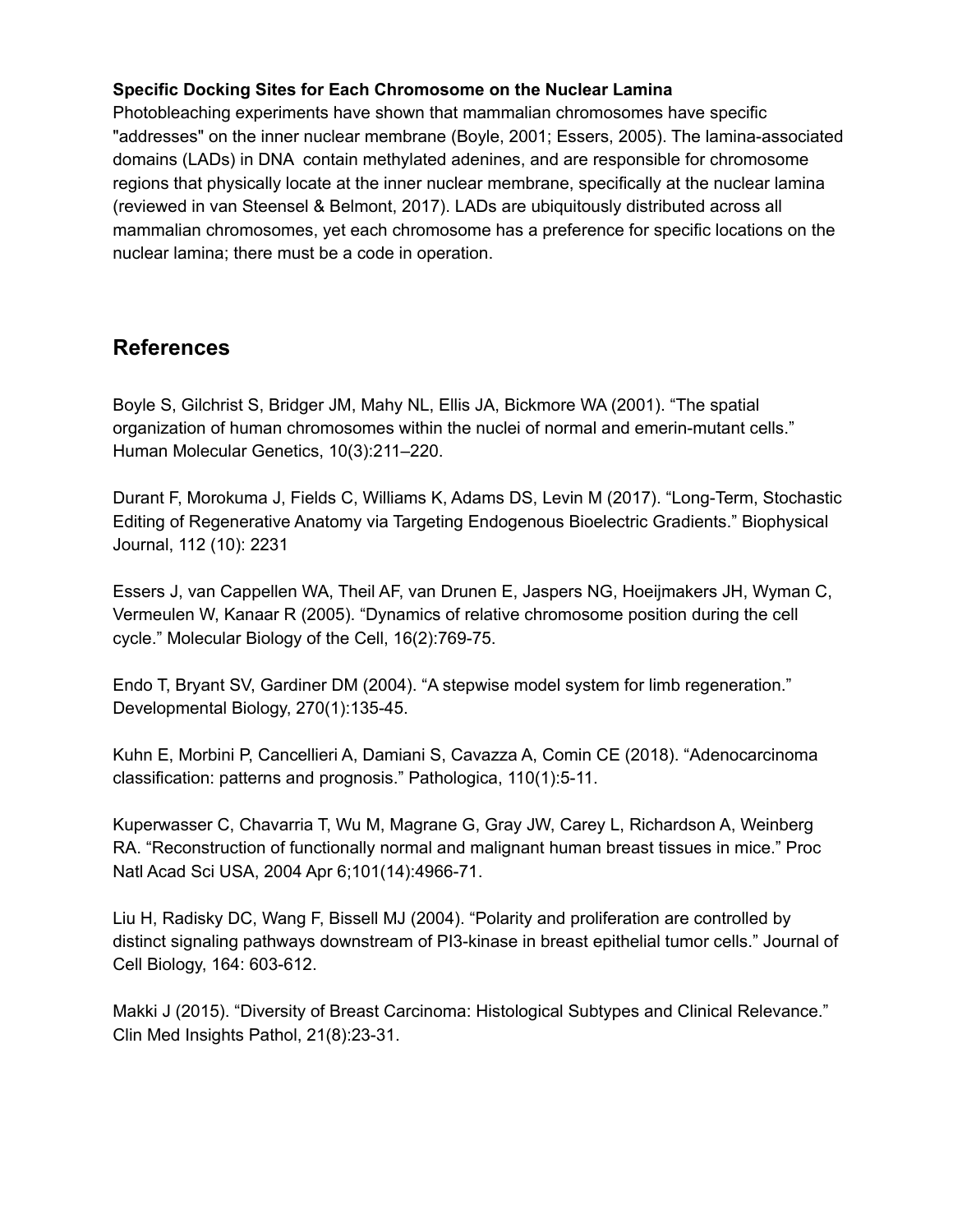**Specific Docking Sites for Each Chromosome on the Nuclear Lamina**
Photobleaching experiments have shown that mammalian chromosomes have specific "addresses" on the inner nuclear membrane (Boyle, 2001; Essers, 2005). The lamina-associated domains (LADs) in DNA contain methylated adenines, and are responsible for chromosome regions that physically locate at the inner nuclear membrane, specifically at the nuclear lamina (reviewed in van Steensel & Belmont, 2017). LADs are ubiquitously distributed across all mammalian chromosomes, yet each chromosome has a preference for specific locations on the nuclear lamina; there must be a code in operation.

## References

Boyle S, Gilchrist S, Bridger JM, Mahy NL, Ellis JA, Bickmore WA (2001). "The spatial organization of human chromosomes within the nuclei of normal and emerin-mutant cells." Human Molecular Genetics, 10(3):211–220.

Durant F, Morokuma J, Fields C, Williams K, Adams DS, Levin M (2017). "Long-Term, Stochastic Editing of Regenerative Anatomy via Targeting Endogenous Bioelectric Gradients." Biophysical Journal, 112 (10): 2231

Essers J, van Cappellen WA, Theil AF, van Drunen E, Jaspers NG, Hoeijmakers JH, Wyman C, Vermeulen W, Kanaar R (2005). "Dynamics of relative chromosome position during the cell cycle." Molecular Biology of the Cell, 16(2):769-75.

Endo T, Bryant SV, Gardiner DM (2004). "A stepwise model system for limb regeneration." Developmental Biology, 270(1):135-45.

Kuhn E, Morbini P, Cancellieri A, Damiani S, Cavazza A, Comin CE (2018). "Adenocarcinoma classification: patterns and prognosis." Pathologica, 110(1):5-11.

Kuperwasser C, Chavarria T, Wu M, Magrane G, Gray JW, Carey L, Richardson A, Weinberg RA. "Reconstruction of functionally normal and malignant human breast tissues in mice." Proc Natl Acad Sci USA, 2004 Apr 6;101(14):4966-71.

Liu H, Radisky DC, Wang F, Bissell MJ (2004). "Polarity and proliferation are controlled by distinct signaling pathways downstream of PI3-kinase in breast epithelial tumor cells." Journal of Cell Biology, 164: 603-612.

Makki J (2015). "Diversity of Breast Carcinoma: Histological Subtypes and Clinical Relevance." Clin Med Insights Pathol, 21(8):23-31.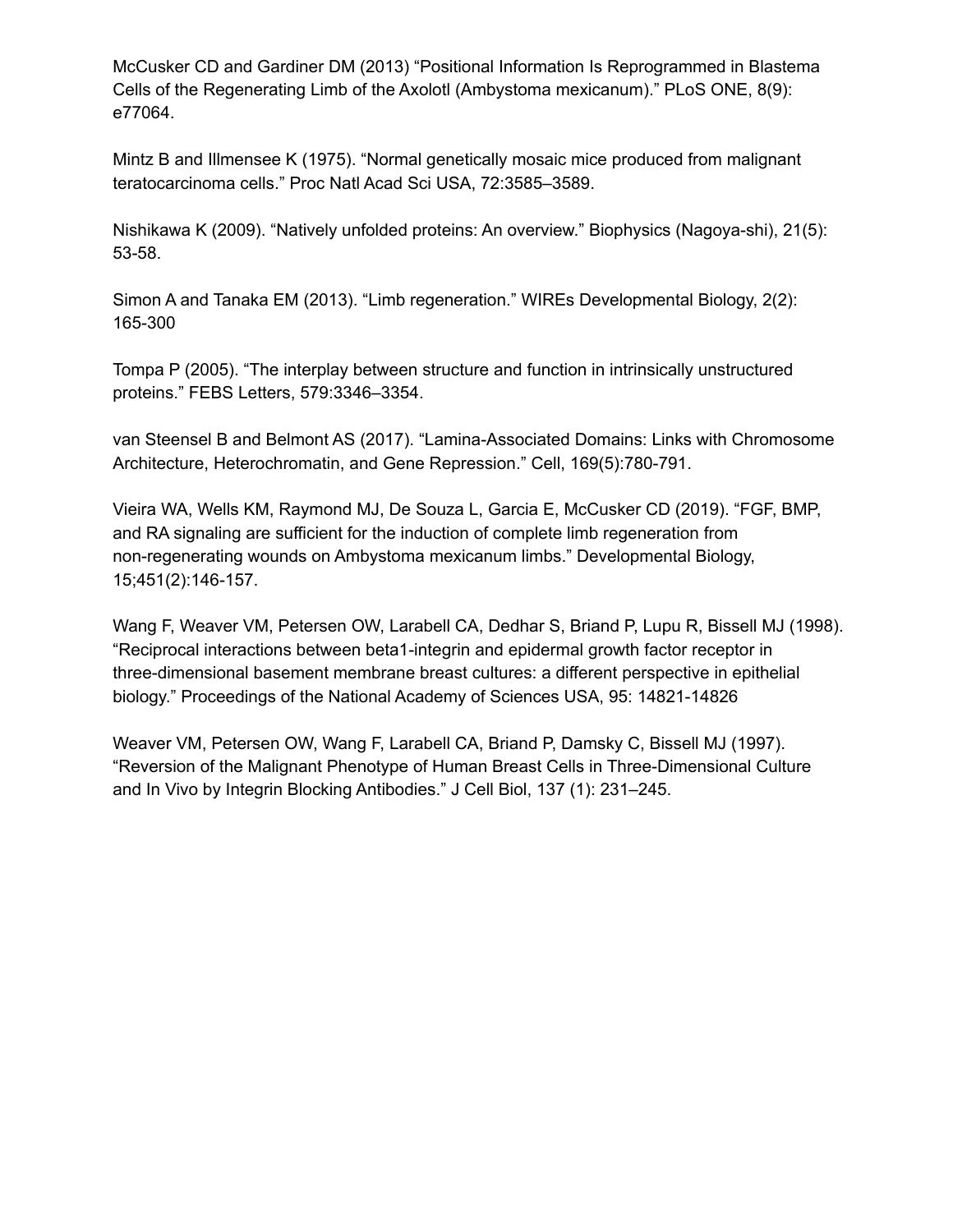McCusker CD and Gardiner DM (2013) “Positional Information Is Reprogrammed in Blastema Cells of the Regenerating Limb of the Axolotl (Ambystoma mexicanum).” PLoS ONE, 8(9): e77064.

Mintz B and Illmensee K (1975). “Normal genetically mosaic mice produced from malignant teratocarcinoma cells.” Proc Natl Acad Sci USA, 72:3585–3589.

Nishikawa K (2009). “Natively unfolded proteins: An overview.” Biophysics (Nagoya-shi), 21(5): 53-58.

Simon A and Tanaka EM (2013). “Limb regeneration.” WIREs Developmental Biology, 2(2): 165-300

Tompa P (2005). “The interplay between structure and function in intrinsically unstructured proteins.” FEBS Letters, 579:3346–3354.

van Steensel B and Belmont AS (2017). “Lamina-Associated Domains: Links with Chromosome Architecture, Heterochromatin, and Gene Repression.” Cell, 169(5):780-791.

Vieira WA, Wells KM, Raymond MJ, De Souza L, Garcia E, McCusker CD (2019). “FGF, BMP, and RA signaling are sufficient for the induction of complete limb regeneration from non-regenerating wounds on Ambystoma mexicanum limbs.” Developmental Biology, 15;451(2):146-157.

Wang F, Weaver VM, Petersen OW, Larabell CA, Dedhar S, Briand P, Lupu R, Bissell MJ (1998). “Reciprocal interactions between beta1-integrin and epidermal growth factor receptor in three-dimensional basement membrane breast cultures: a different perspective in epithelial biology.” Proceedings of the National Academy of Sciences USA, 95: 14821-14826

Weaver VM, Petersen OW, Wang F, Larabell CA, Briand P, Damsky C, Bissell MJ (1997). “Reversion of the Malignant Phenotype of Human Breast Cells in Three-Dimensional Culture and In Vivo by Integrin Blocking Antibodies.” J Cell Biol, 137 (1): 231–245.